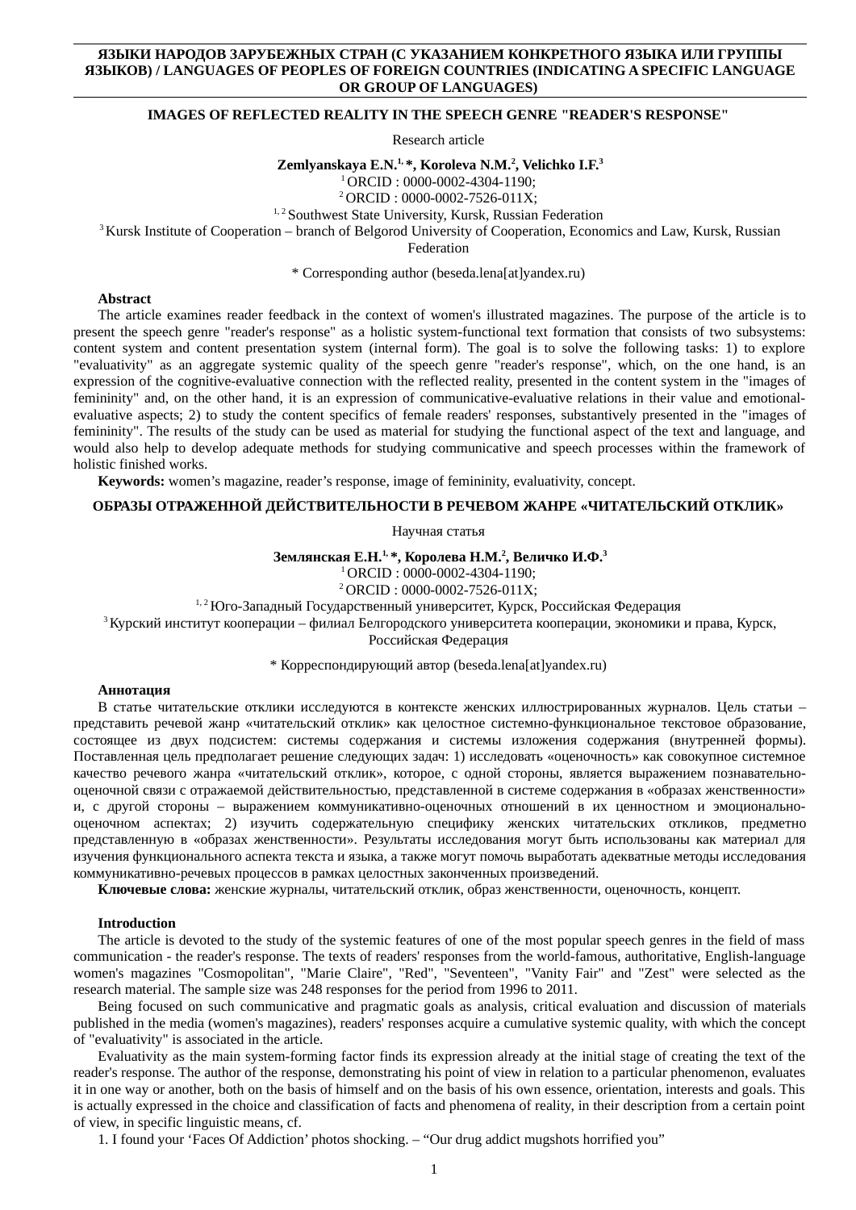**ЯЗЫКИ НАРОДОВ ЗАРУБЕЖНЫХ СТРАН (С УКАЗАНИЕМ КОНКРЕТНОГО ЯЗЫКА ИЛИ ГРУППЫ ЯЗЫКОВ) / LANGUAGES OF PEOPLES OF FOREIGN COUNTRIES (INDICATING A SPECIFIC LANGUAGE OR GROUP OF LANGUAGES)**

# IMAGES OF REFLECTED REALITY IN THE SPEECH GENRE "READER'S RESPONSE"

Research article

**Zemlyanskaya E.N.[1,] *, Koroleva N.M.[2], Velichko I.F.[3]**

[1] ORCID : 0000-0002-4304-1190;

[2] ORCID : 0000-0002-7526-011X;

[1, 2] Southwest State University, Kursk, Russian Federation

[3] Kursk Institute of Cooperation – branch of Belgorod University of Cooperation, Economics and Law, Kursk, Russian Federation

* Corresponding author (beseda.lena[at]yandex.ru)

**Abstract**

The article examines reader feedback in the context of women's illustrated magazines. The purpose of the article is to present the speech genre "reader's response" as a holistic system-functional text formation that consists of two subsystems: content system and content presentation system (internal form). The goal is to solve the following tasks: 1) to explore "evaluativity" as an aggregate systemic quality of the speech genre "reader's response", which, on the one hand, is an expression of the cognitive-evaluative connection with the reflected reality, presented in the content system in the "images of femininity" and, on the other hand, it is an expression of communicative-evaluative relations in their value and emotional-evaluative aspects; 2) to study the content specifics of female readers' responses, substantively presented in the "images of femininity". The results of the study can be used as material for studying the functional aspect of the text and language, and would also help to develop adequate methods for studying communicative and speech processes within the framework of holistic finished works.

**Keywords:** women's magazine, reader's response, image of femininity, evaluativity, concept.

# ОБРАЗЫ ОТРАЖЕННОЙ ДЕЙСТВИТЕЛЬНОСТИ В РЕЧЕВОМ ЖАНРЕ «ЧИТАТЕЛЬСКИЙ ОТКЛИК»

Научная статья

**Землянская Е.Н.[1,] *, Королева Н.М.[2], Величко И.Ф.[3]**

[1] ORCID : 0000-0002-4304-1190;

[2] ORCID : 0000-0002-7526-011X;

[1, 2] Юго-Западный Государственный университет, Курск, Российская Федерация

[3] Курский институт кооперации – филиал Белгородского университета кооперации, экономики и права, Курск, Российская Федерация

* Корреспондирующий автор (beseda.lena[at]yandex.ru)

**Аннотация**

В статье читательские отклики исследуются в контексте женских иллюстрированных журналов. Цель статьи – представить речевой жанр «читательский отклик» как целостное системно-функциональное текстовое образование, состоящее из двух подсистем: системы содержания и системы изложения содержания (внутренней формы). Поставленная цель предполагает решение следующих задач: 1) исследовать «оценочность» как совокупное системное качество речевого жанра «читательский отклик», которое, с одной стороны, является выражением познавательно-оценочной связи с отражаемой действительностью, представленной в системе содержания в «образах женственности» и, с другой стороны – выражением коммуникативно-оценочных отношений в их ценностном и эмоционально-оценочном аспектах; 2) изучить содержательную специфику женских читательских откликов, предметно представленную в «образах женственности». Результаты исследования могут быть использованы как материал для изучения функционального аспекта текста и языка, а также могут помочь выработать адекватные методы исследования коммуникативно-речевых процессов в рамках целостных законченных произведений.

**Ключевые слова:** женские журналы, читательский отклик, образ женственности, оценочность, концепт.

## Introduction

The article is devoted to the study of the systemic features of one of the most popular speech genres in the field of mass communication - the reader's response. The texts of readers' responses from the world-famous, authoritative, English-language women's magazines "Cosmopolitan", "Marie Claire", "Red", "Seventeen", "Vanity Fair" and "Zest" were selected as the research material. The sample size was 248 responses for the period from 1996 to 2011.

Being focused on such communicative and pragmatic goals as analysis, critical evaluation and discussion of materials published in the media (women's magazines), readers' responses acquire a cumulative systemic quality, with which the concept of "evaluativity" is associated in the article.

Evaluativity as the main system-forming factor finds its expression already at the initial stage of creating the text of the reader's response. The author of the response, demonstrating his point of view in relation to a particular phenomenon, evaluates it in one way or another, both on the basis of himself and on the basis of his own essence, orientation, interests and goals. This is actually expressed in the choice and classification of facts and phenomena of reality, in their description from a certain point of view, in specific linguistic means, cf.

1. I found your 'Faces Of Addiction' photos shocking. – "Our drug addict mugshots horrified you"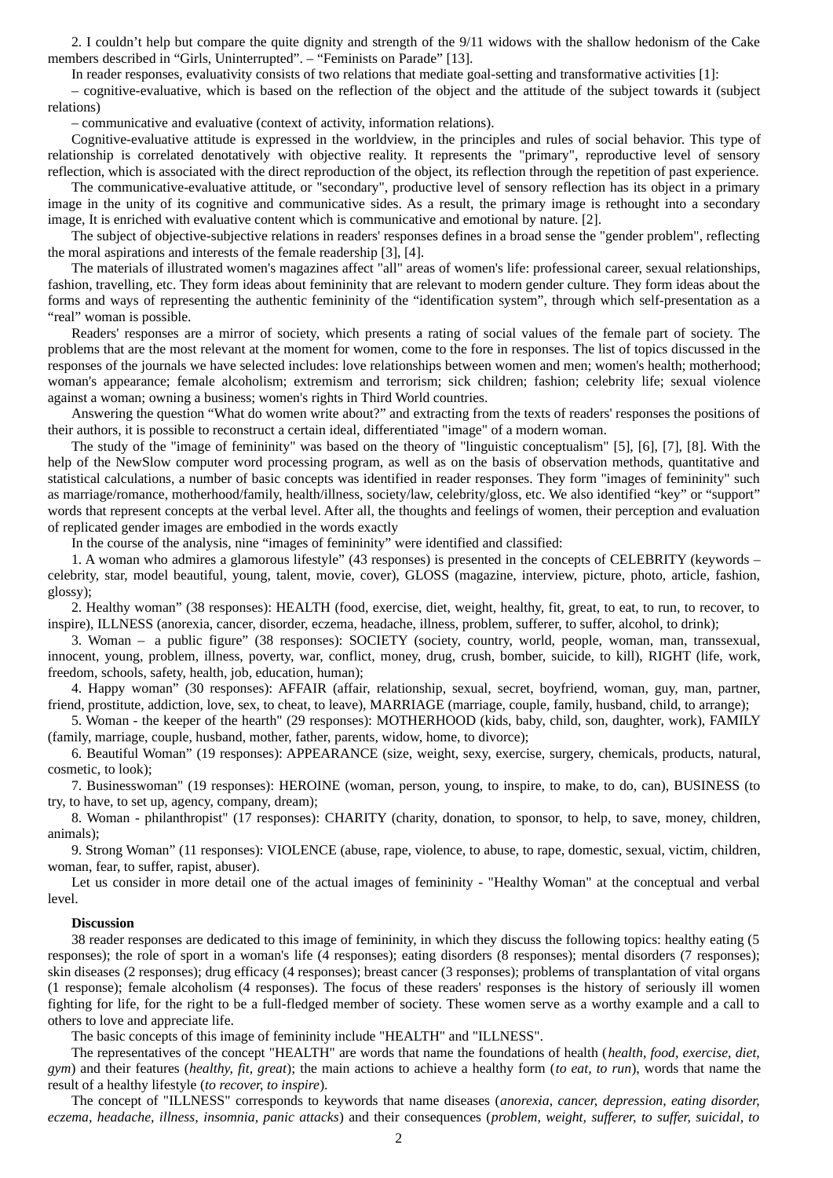2. I couldn't help but compare the quite dignity and strength of the 9/11 widows with the shallow hedonism of the Cake members described in "Girls, Uninterrupted". – "Feminists on Parade" [13].

In reader responses, evaluativity consists of two relations that mediate goal-setting and transformative activities [1]:

– cognitive-evaluative, which is based on the reflection of the object and the attitude of the subject towards it (subject relations)

– communicative and evaluative (context of activity, information relations).

Cognitive-evaluative attitude is expressed in the worldview, in the principles and rules of social behavior. This type of relationship is correlated denotatively with objective reality. It represents the "primary", reproductive level of sensory reflection, which is associated with the direct reproduction of the object, its reflection through the repetition of past experience.

The communicative-evaluative attitude, or "secondary", productive level of sensory reflection has its object in a primary image in the unity of its cognitive and communicative sides. As a result, the primary image is rethought into a secondary image, It is enriched with evaluative content which is communicative and emotional by nature. [2].

The subject of objective-subjective relations in readers' responses defines in a broad sense the "gender problem", reflecting the moral aspirations and interests of the female readership [3], [4].

The materials of illustrated women's magazines affect "all" areas of women's life: professional career, sexual relationships, fashion, travelling, etc. They form ideas about femininity that are relevant to modern gender culture. They form ideas about the forms and ways of representing the authentic femininity of the "identification system", through which self-presentation as a "real" woman is possible.

Readers' responses are a mirror of society, which presents a rating of social values of the female part of society. The problems that are the most relevant at the moment for women, come to the fore in responses. The list of topics discussed in the responses of the journals we have selected includes: love relationships between women and men; women's health; motherhood; woman's appearance; female alcoholism; extremism and terrorism; sick children; fashion; celebrity life; sexual violence against a woman; owning a business; women's rights in Third World countries.

Answering the question "What do women write about?" and extracting from the texts of readers' responses the positions of their authors, it is possible to reconstruct a certain ideal, differentiated "image" of a modern woman.

The study of the "image of femininity" was based on the theory of "linguistic conceptualism" [5], [6], [7], [8]. With the help of the NewSlow computer word processing program, as well as on the basis of observation methods, quantitative and statistical calculations, a number of basic concepts was identified in reader responses. They form "images of femininity" such as marriage/romance, motherhood/family, health/illness, society/law, celebrity/gloss, etc. We also identified "key" or "support" words that represent concepts at the verbal level. After all, the thoughts and feelings of women, their perception and evaluation of replicated gender images are embodied in the words exactly

In the course of the analysis, nine "images of femininity" were identified and classified:

1. A woman who admires a glamorous lifestyle" (43 responses) is presented in the concepts of CELEBRITY (keywords – celebrity, star, model beautiful, young, talent, movie, cover), GLOSS (magazine, interview, picture, photo, article, fashion, glossy);

2. Healthy woman" (38 responses): HEALTH (food, exercise, diet, weight, healthy, fit, great, to eat, to run, to recover, to inspire), ILLNESS (anorexia, cancer, disorder, eczema, headache, illness, problem, sufferer, to suffer, alcohol, to drink);

3. Woman – a public figure" (38 responses): SOCIETY (society, country, world, people, woman, man, transsexual, innocent, young, problem, illness, poverty, war, conflict, money, drug, crush, bomber, suicide, to kill), RIGHT (life, work, freedom, schools, safety, health, job, education, human);

4. Happy woman" (30 responses): AFFAIR (affair, relationship, sexual, secret, boyfriend, woman, guy, man, partner, friend, prostitute, addiction, love, sex, to cheat, to leave), MARRIAGE (marriage, couple, family, husband, child, to arrange);

5. Woman - the keeper of the hearth" (29 responses): MOTHERHOOD (kids, baby, child, son, daughter, work), FAMILY (family, marriage, couple, husband, mother, father, parents, widow, home, to divorce);

6. Beautiful Woman" (19 responses): APPEARANCE (size, weight, sexy, exercise, surgery, chemicals, products, natural, cosmetic, to look);

7. Businesswoman" (19 responses): HEROINE (woman, person, young, to inspire, to make, to do, can), BUSINESS (to try, to have, to set up, agency, company, dream);

8. Woman - philanthropist" (17 responses): CHARITY (charity, donation, to sponsor, to help, to save, money, children, animals);

9. Strong Woman" (11 responses): VIOLENCE (abuse, rape, violence, to abuse, to rape, domestic, sexual, victim, children, woman, fear, to suffer, rapist, abuser).

Let us consider in more detail one of the actual images of femininity - "Healthy Woman" at the conceptual and verbal level.

**Discussion**

38 reader responses are dedicated to this image of femininity, in which they discuss the following topics: healthy eating (5 responses); the role of sport in a woman's life (4 responses); eating disorders (8 responses); mental disorders (7 responses); skin diseases (2 responses); drug efficacy (4 responses); breast cancer (3 responses); problems of transplantation of vital organs (1 response); female alcoholism (4 responses). The focus of these readers' responses is the history of seriously ill women fighting for life, for the right to be a full-fledged member of society. These women serve as a worthy example and a call to others to love and appreciate life.

The basic concepts of this image of femininity include "HEALTH" and "ILLNESS".

The representatives of the concept "HEALTH" are words that name the foundations of health (*health, food, exercise, diet, gym*) and their features (*healthy, fit, great*); the main actions to achieve a healthy form (*to eat, to run*), words that name the result of a healthy lifestyle (*to recover, to inspire*).

The concept of "ILLNESS" corresponds to keywords that name diseases (*anorexia, cancer, depression, eating disorder, eczema, headache, illness, insomnia, panic attacks*) and their consequences (*problem, weight, sufferer, to suffer, suicidal, to*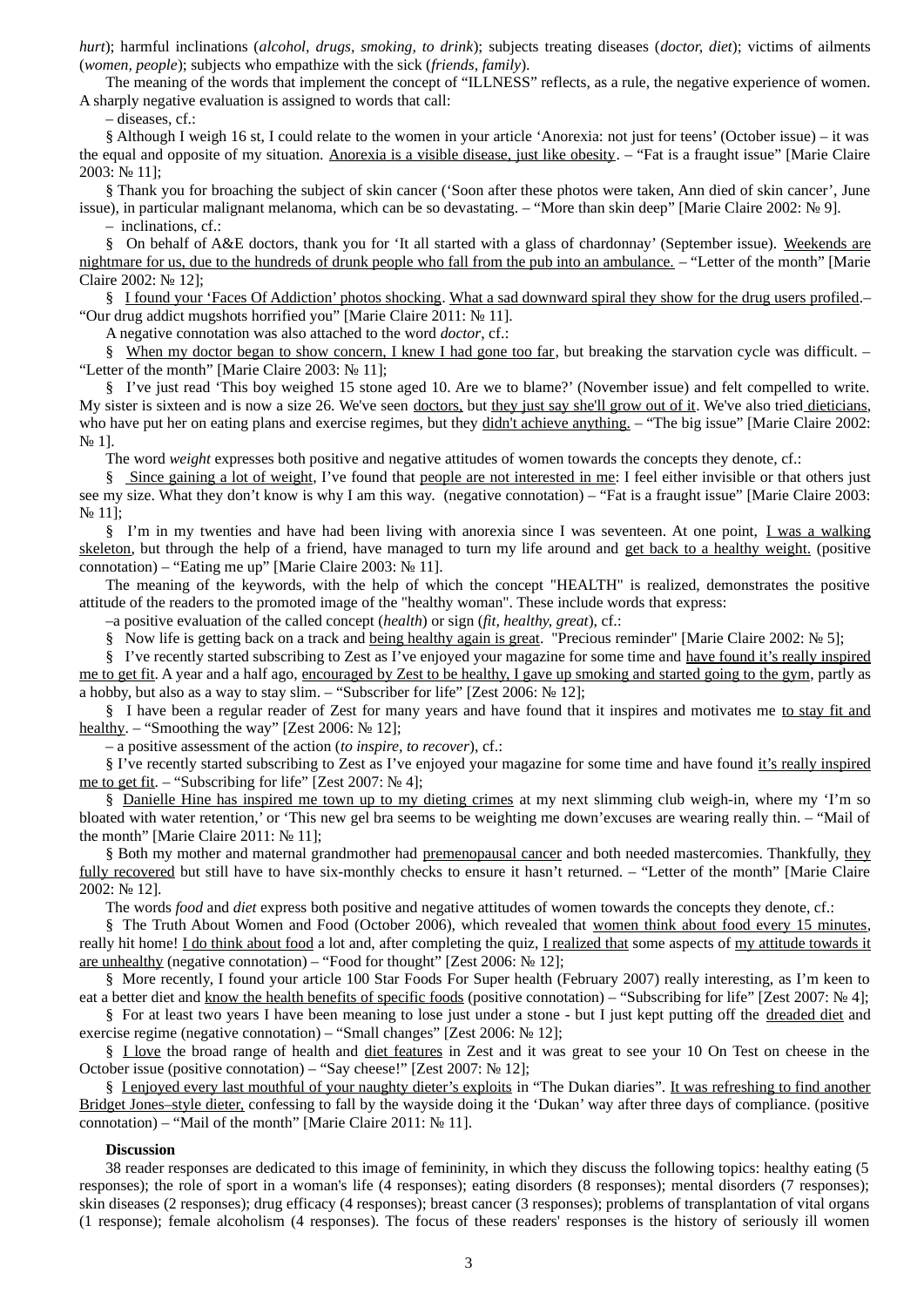*hurt*); harmful inclinations (*alcohol, drugs, smoking, to drink*); subjects treating diseases (*doctor, diet*); victims of ailments (*women, people*); subjects who empathize with the sick (*friends, family*).

The meaning of the words that implement the concept of "ILLNESS" reflects, as a rule, the negative experience of women. A sharply negative evaluation is assigned to words that call:

– diseases, cf.:

§ Although I weigh 16 st, I could relate to the women in your article 'Anorexia: not just for teens' (October issue) – it was the equal and opposite of my situation. Anorexia is a visible disease, just like obesity. – "Fat is a fraught issue" [Marie Claire 2003: № 11];

§ Thank you for broaching the subject of skin cancer ('Soon after these photos were taken, Ann died of skin cancer', June issue), in particular malignant melanoma, which can be so devastating. – "More than skin deep" [Marie Claire 2002: № 9].

– inclinations, cf.:

§ On behalf of A&E doctors, thank you for 'It all started with a glass of chardonnay' (September issue). Weekends are nightmare for us, due to the hundreds of drunk people who fall from the pub into an ambulance. – "Letter of the month" [Marie Claire 2002: № 12];

§ I found your 'Faces Of Addiction' photos shocking. What a sad downward spiral they show for the drug users profiled.– "Our drug addict mugshots horrified you" [Marie Claire 2011: № 11].

A negative connotation was also attached to the word *doctor*, cf.:

§ When my doctor began to show concern, I knew I had gone too far, but breaking the starvation cycle was difficult. – "Letter of the month" [Marie Claire 2003: № 11];

§ I've just read 'This boy weighed 15 stone aged 10. Are we to blame?' (November issue) and felt compelled to write. My sister is sixteen and is now a size 26. We've seen doctors, but they just say she'll grow out of it. We've also tried dieticians, who have put her on eating plans and exercise regimes, but they didn't achieve anything. – "The big issue" [Marie Claire 2002: № 1].

The word *weight* expresses both positive and negative attitudes of women towards the concepts they denote, cf.:

§ Since gaining a lot of weight, I've found that people are not interested in me: I feel either invisible or that others just see my size. What they don't know is why I am this way. (negative connotation) – "Fat is a fraught issue" [Marie Claire 2003: № 11];

§ I'm in my twenties and have had been living with anorexia since I was seventeen. At one point, I was a walking skeleton, but through the help of a friend, have managed to turn my life around and get back to a healthy weight. (positive connotation) – "Eating me up" [Marie Claire 2003: № 11].

The meaning of the keywords, with the help of which the concept "HEALTH" is realized, demonstrates the positive attitude of the readers to the promoted image of the "healthy woman". These include words that express:

–a positive evaluation of the called concept (*health*) or sign (*fit, healthy, great*), cf.:

§ Now life is getting back on a track and being healthy again is great. "Precious reminder" [Marie Claire 2002: № 5];

§ I've recently started subscribing to Zest as I've enjoyed your magazine for some time and have found it's really inspired me to get fit. A year and a half ago, encouraged by Zest to be healthy, I gave up smoking and started going to the gym, partly as a hobby, but also as a way to stay slim. – "Subscriber for life" [Zest 2006: № 12];

§ I have been a regular reader of Zest for many years and have found that it inspires and motivates me to stay fit and healthy. – "Smoothing the way" [Zest 2006: № 12];

– a positive assessment of the action (*to inspire, to recover*), cf.:

§ I've recently started subscribing to Zest as I've enjoyed your magazine for some time and have found it's really inspired me to get fit. – "Subscribing for life" [Zest 2007: № 4];

§ Danielle Hine has inspired me town up to my dieting crimes at my next slimming club weigh-in, where my 'I'm so bloated with water retention,' or 'This new gel bra seems to be weighting me down'excuses are wearing really thin. – "Mail of the month" [Marie Claire 2011: № 11];

§ Both my mother and maternal grandmother had premenopausal cancer and both needed mastercomies. Thankfully, they fully recovered but still have to have six-monthly checks to ensure it hasn't returned. – "Letter of the month" [Marie Claire 2002: № 12].

The words *food* and *diet* express both positive and negative attitudes of women towards the concepts they denote, cf.:

§ The Truth About Women and Food (October 2006), which revealed that women think about food every 15 minutes, really hit home! I do think about food a lot and, after completing the quiz, I realized that some aspects of my attitude towards it are unhealthy (negative connotation) – "Food for thought" [Zest 2006: № 12];

§ More recently, I found your article 100 Star Foods For Super health (February 2007) really interesting, as I'm keen to eat a better diet and know the health benefits of specific foods (positive connotation) – "Subscribing for life" [Zest 2007: № 4];

§ For at least two years I have been meaning to lose just under a stone - but I just kept putting off the dreaded diet and exercise regime (negative connotation) – "Small changes" [Zest 2006: № 12];

§ I love the broad range of health and diet features in Zest and it was great to see your 10 On Test on cheese in the October issue (positive connotation) – "Say cheese!" [Zest 2007: № 12];

§ I enjoyed every last mouthful of your naughty dieter's exploits in "The Dukan diaries". It was refreshing to find another Bridget Jones–style dieter, confessing to fall by the wayside doing it the 'Dukan' way after three days of compliance. (positive connotation) – "Mail of the month" [Marie Claire 2011: № 11].

**Discussion**

38 reader responses are dedicated to this image of femininity, in which they discuss the following topics: healthy eating (5 responses); the role of sport in a woman's life (4 responses); eating disorders (8 responses); mental disorders (7 responses); skin diseases (2 responses); drug efficacy (4 responses); breast cancer (3 responses); problems of transplantation of vital organs (1 response); female alcoholism (4 responses). The focus of these readers' responses is the history of seriously ill women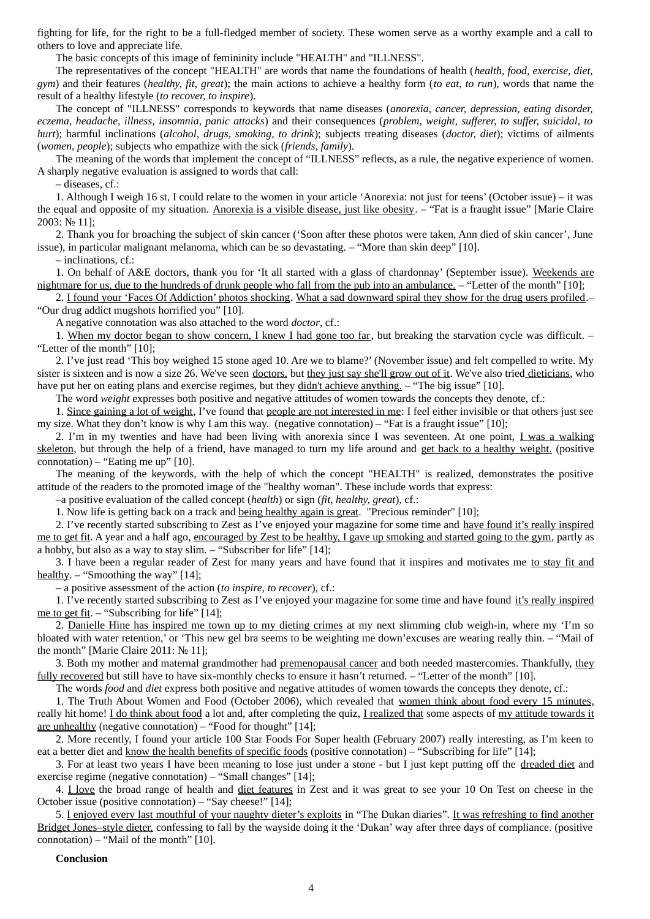fighting for life, for the right to be a full-fledged member of society. These women serve as a worthy example and a call to others to love and appreciate life.

The basic concepts of this image of femininity include "HEALTH" and "ILLNESS".

The representatives of the concept "HEALTH" are words that name the foundations of health (*health, food, exercise, diet, gym*) and their features (*healthy, fit, great*); the main actions to achieve a healthy form (*to eat, to run*), words that name the result of a healthy lifestyle (*to recover, to inspire*).

The concept of "ILLNESS" corresponds to keywords that name diseases (*anorexia, cancer, depression, eating disorder, eczema, headache, illness, insomnia, panic attacks*) and their consequences (*problem, weight, sufferer, to suffer, suicidal, to hurt*); harmful inclinations (*alcohol, drugs, smoking, to drink*); subjects treating diseases (*doctor, diet*); victims of ailments (*women, people*); subjects who empathize with the sick (*friends, family*).

The meaning of the words that implement the concept of "ILLNESS" reflects, as a rule, the negative experience of women. A sharply negative evaluation is assigned to words that call:

– diseases, cf.:

1. Although I weigh 16 st, I could relate to the women in your article 'Anorexia: not just for teens' (October issue) – it was the equal and opposite of my situation. <u>Anorexia is a visible disease, just like obesity</u>. – "Fat is a fraught issue" [Marie Claire 2003: № 11];

2. Thank you for broaching the subject of skin cancer ('Soon after these photos were taken, Ann died of skin cancer', June issue), in particular malignant melanoma, which can be so devastating. – "More than skin deep" [10].

– inclinations, cf.:

1. On behalf of A&E doctors, thank you for 'It all started with a glass of chardonnay' (September issue). <u>Weekends are nightmare for us, due to the hundreds of drunk people who fall from the pub into an ambulance.</u> – "Letter of the month" [10];

2. <u>I found your 'Faces Of Addiction' photos shocking</u>. <u>What a sad downward spiral they show for the drug users profiled</u>.– "Our drug addict mugshots horrified you" [10].

A negative connotation was also attached to the word *doctor*, cf.:

1. <u>When my doctor began to show concern, I knew I had gone too far</u>, but breaking the starvation cycle was difficult. – "Letter of the month" [10];

2. I've just read 'This boy weighed 15 stone aged 10. Are we to blame?' (November issue) and felt compelled to write. My sister is sixteen and is now a size 26. We've seen <u>doctors,</u> but <u>they just say she'll grow out of it</u>. We've also tried <u>dieticians</u>, who have put her on eating plans and exercise regimes, but they <u>didn't achieve anything.</u> – "The big issue" [10].

The word *weight* expresses both positive and negative attitudes of women towards the concepts they denote, cf.:

1. <u>Since gaining a lot of weight</u>, I've found that <u>people are not interested in me</u>: I feel either invisible or that others just see my size. What they don't know is why I am this way. (negative connotation) – "Fat is a fraught issue" [10];

2. I'm in my twenties and have had been living with anorexia since I was seventeen. At one point, <u>I was a walking skeleton</u>, but through the help of a friend, have managed to turn my life around and <u>get back to a healthy weight.</u> (positive connotation) – "Eating me up" [10].

The meaning of the keywords, with the help of which the concept "HEALTH" is realized, demonstrates the positive attitude of the readers to the promoted image of the "healthy woman". These include words that express:

–a positive evaluation of the called concept (*health*) or sign (*fit, healthy, great*), cf.:

1. Now life is getting back on a track and <u>being healthy again is great</u>. "Precious reminder" [10];

2. I've recently started subscribing to Zest as I've enjoyed your magazine for some time and <u>have found it's really inspired me to get fit</u>. A year and a half ago, <u>encouraged by Zest to be healthy, I gave up smoking and started going to the gym</u>, partly as a hobby, but also as a way to stay slim. – "Subscriber for life" [14];

3. I have been a regular reader of Zest for many years and have found that it inspires and motivates me <u>to stay fit and healthy</u>. – "Smoothing the way" [14];

– a positive assessment of the action (*to inspire, to recover*), cf.:

1. I've recently started subscribing to Zest as I've enjoyed your magazine for some time and have found <u>it's really inspired me to get fit</u>. – "Subscribing for life" [14];

2. <u>Danielle Hine has inspired me town up to my dieting crimes</u> at my next slimming club weigh-in, where my 'I'm so bloated with water retention,' or 'This new gel bra seems to be weighting me down'excuses are wearing really thin. – "Mail of the month" [Marie Claire 2011: № 11];

3. Both my mother and maternal grandmother had <u>premenopausal cancer</u> and both needed mastercomies. Thankfully, <u>they fully recovered</u> but still have to have six-monthly checks to ensure it hasn't returned. – "Letter of the month" [10].

The words *food* and *diet* express both positive and negative attitudes of women towards the concepts they denote, cf.:

1. The Truth About Women and Food (October 2006), which revealed that <u>women think about food every 15 minutes</u>, really hit home! <u>I do think about food</u> a lot and, after completing the quiz, <u>I realized that</u> some aspects of <u>my attitude towards it are unhealthy</u> (negative connotation) – "Food for thought" [14];

2. More recently, I found your article 100 Star Foods For Super health (February 2007) really interesting, as I'm keen to eat a better diet and <u>know the health benefits of specific foods</u> (positive connotation) – "Subscribing for life" [14];

3. For at least two years I have been meaning to lose just under a stone - but I just kept putting off the <u>dreaded diet</u> and exercise regime (negative connotation) – "Small changes" [14];

4. <u>I love</u> the broad range of health and <u>diet features</u> in Zest and it was great to see your 10 On Test on cheese in the October issue (positive connotation) – "Say cheese!" [14];

5. <u>I enjoyed every last mouthful of your naughty dieter's exploits</u> in "The Dukan diaries". <u>It was refreshing to find another Bridget Jones–style dieter,</u> confessing to fall by the wayside doing it the 'Dukan' way after three days of compliance. (positive connotation) – "Mail of the month" [10].

**Conclusion**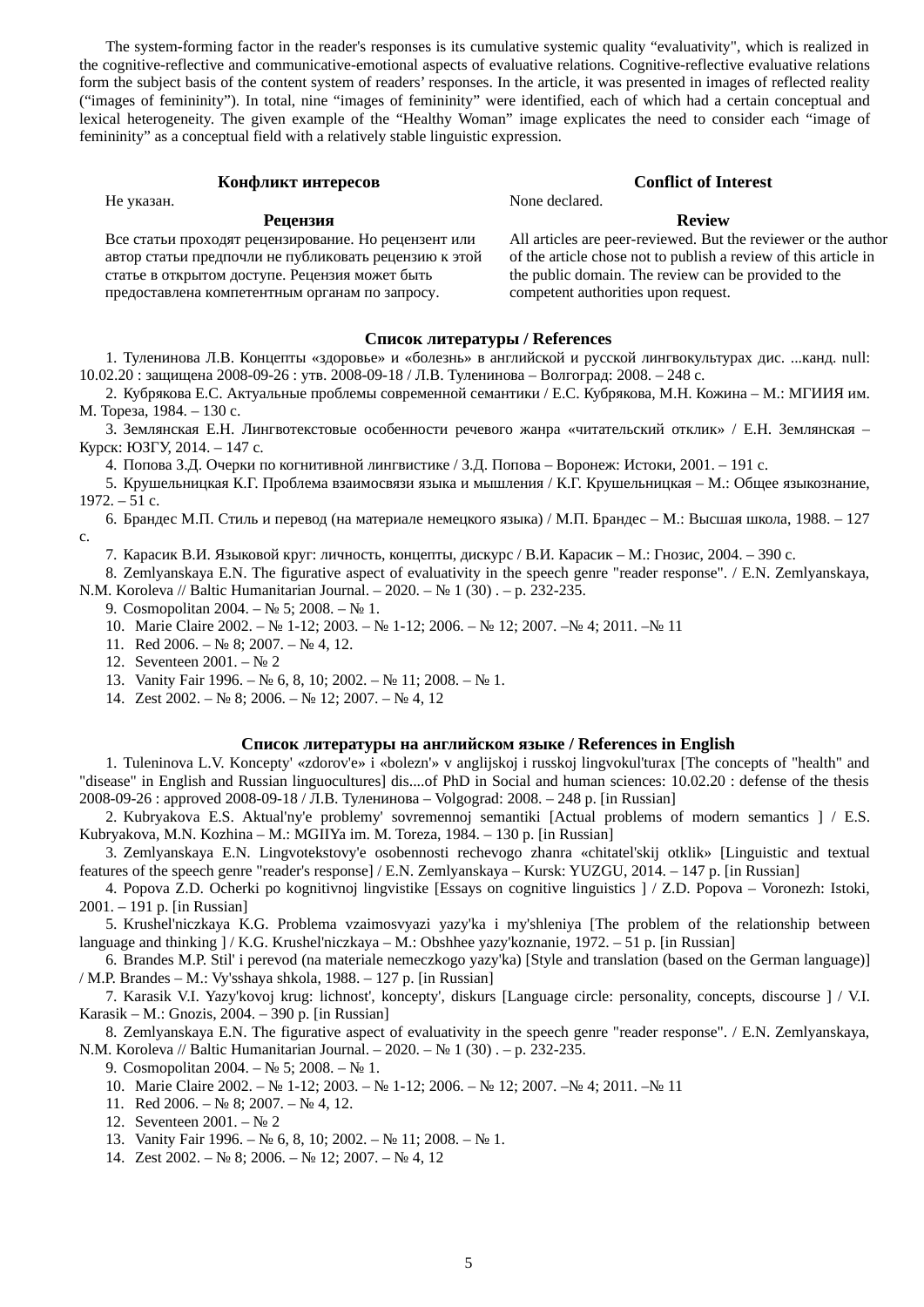The system-forming factor in the reader's responses is its cumulative systemic quality "evaluativity", which is realized in the cognitive-reflective and communicative-emotional aspects of evaluative relations. Cognitive-reflective evaluative relations form the subject basis of the content system of readers' responses. In the article, it was presented in images of reflected reality ("images of femininity"). In total, nine "images of femininity" were identified, each of which had a certain conceptual and lexical heterogeneity. The given example of the "Healthy Woman" image explicates the need to consider each "image of femininity" as a conceptual field with a relatively stable linguistic expression.

**Конфликт интересов**

Не указан.

**Рецензия**

Все статьи проходят рецензирование. Но рецензент или автор статьи предпочли не публиковать рецензию к этой статье в открытом доступе. Рецензия может быть предоставлена компетентным органам по запросу.

**Conflict of Interest**

None declared.

**Review**

All articles are peer-reviewed. But the reviewer or the author of the article chose not to publish a review of this article in the public domain. The review can be provided to the competent authorities upon request.

## Список литературы / References

1. Туленинова Л.В. Концепты «здоровье» и «болезнь» в английской и русской лингвокультурах дис. ...канд. null: 10.02.20 : защищена 2008-09-26 : утв. 2008-09-18 / Л.В. Туленинова – Волгоград: 2008. – 248 с.
2. Кубрякова Е.С. Актуальные проблемы современной семантики / Е.С. Кубрякова, М.Н. Кожина – М.: МГИИЯ им. М. Тореза, 1984. – 130 с.
3. Землянская Е.Н. Лингвотекстовые особенности речевого жанра «читательский отклик» / Е.Н. Землянская – Курск: ЮЗГУ, 2014. – 147 с.
4. Попова З.Д. Очерки по когнитивной лингвистике / З.Д. Попова – Воронеж: Истоки, 2001. – 191 с.
5. Крушельницкая К.Г. Проблема взаимосвязи языка и мышления / К.Г. Крушельницкая – М.: Общее языкознание, 1972. – 51 с.
6. Брандес М.П. Стиль и перевод (на материале немецкого языка) / М.П. Брандес – М.: Высшая школа, 1988. – 127 с.
7. Карасик В.И. Языковой круг: личность, концепты, дискурс / В.И. Карасик – М.: Гнозис, 2004. – 390 с.
8. Zemlyanskaya E.N. The figurative aspect of evaluativity in the speech genre "reader response". / E.N. Zemlyanskaya, N.M. Koroleva // Baltic Humanitarian Journal. – 2020. – № 1 (30) . – p. 232-235.
9. Cosmopolitan 2004. – № 5; 2008. – № 1.
10. Marie Claire 2002. – № 1-12; 2003. – № 1-12; 2006. – № 12; 2007. –№ 4; 2011. –№ 11
11. Red 2006. – № 8; 2007. – № 4, 12.
12. Seventeen 2001. – № 2
13. Vanity Fair 1996. – № 6, 8, 10; 2002. – № 11; 2008. – № 1.
14. Zest 2002. – № 8; 2006. – № 12; 2007. – № 4, 12

## Список литературы на английском языке / References in English

1. Tuleninova L.V. Koncepty' «zdorov'e» i «bolezn'» v anglijskoj i russkoj lingvokul'turax [The concepts of "health" and "disease" in English and Russian linguocultures] dis....of PhD in Social and human sciences: 10.02.20 : defense of the thesis 2008-09-26 : approved 2008-09-18 / Л.В. Туленинова – Volgograd: 2008. – 248 p. [in Russian]
2. Kubryakova E.S. Aktual'ny'e problemy' sovremennoj semantiki [Actual problems of modern semantics ] / E.S. Kubryakova, M.N. Kozhina – M.: MGIIYa im. M. Toreza, 1984. – 130 p. [in Russian]
3. Zemlyanskaya E.N. Lingvotekstovy'e osobennosti rechevogo zhanra «chitatel'skij otklik» [Linguistic and textual features of the speech genre "reader's response] / E.N. Zemlyanskaya – Kursk: YUZGU, 2014. – 147 p. [in Russian]
4. Popova Z.D. Ocherki po kognitivnoj lingvistike [Essays on cognitive linguistics ] / Z.D. Popova – Voronezh: Istoki, 2001. – 191 p. [in Russian]
5. Krushel'niczkaya K.G. Problema vzaimosvyazi yazy'ka i my'shleniya [The problem of the relationship between language and thinking ] / K.G. Krushel'niczkaya – M.: Obshhee yazy'koznanie, 1972. – 51 p. [in Russian]
6. Brandes M.P. Stil' i perevod (na materiale nemeczkogo yazy'ka) [Style and translation (based on the German language)] / M.P. Brandes – M.: Vy'sshaya shkola, 1988. – 127 p. [in Russian]
7. Karasik V.I. Yazy'kovoj krug: lichnost', koncepty', diskurs [Language circle: personality, concepts, discourse ] / V.I. Karasik – M.: Gnozis, 2004. – 390 p. [in Russian]
8. Zemlyanskaya E.N. The figurative aspect of evaluativity in the speech genre "reader response". / E.N. Zemlyanskaya, N.M. Koroleva // Baltic Humanitarian Journal. – 2020. – № 1 (30) . – p. 232-235.
9. Cosmopolitan 2004. – № 5; 2008. – № 1.
10. Marie Claire 2002. – № 1-12; 2003. – № 1-12; 2006. – № 12; 2007. –№ 4; 2011. –№ 11
11. Red 2006. – № 8; 2007. – № 4, 12.
12. Seventeen 2001. – № 2
13. Vanity Fair 1996. – № 6, 8, 10; 2002. – № 11; 2008. – № 1.
14. Zest 2002. – № 8; 2006. – № 12; 2007. – № 4, 12